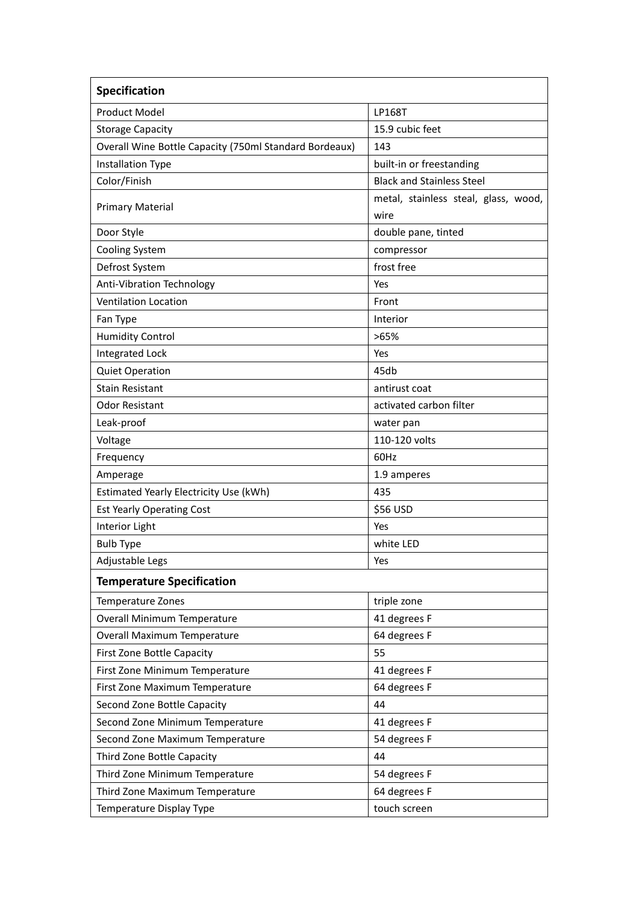| Specification | |
|---|---|
| Product Model | LP168T |
| Storage Capacity | 15.9 cubic feet |
| Overall Wine Bottle Capacity (750ml Standard Bordeaux) | 143 |
| Installation Type | built-in or freestanding |
| Color/Finish | Black and Stainless Steel |
| Primary Material | metal, stainless steal, glass, wood, wire |
| Door Style | double pane, tinted |
| Cooling System | compressor |
| Defrost System | frost free |
| Anti-Vibration Technology | Yes |
| Ventilation Location | Front |
| Fan Type | Interior |
| Humidity Control | >65% |
| Integrated Lock | Yes |
| Quiet Operation | 45db |
| Stain Resistant | antirust coat |
| Odor Resistant | activated carbon filter |
| Leak-proof | water pan |
| Voltage | 110-120 volts |
| Frequency | 60Hz |
| Amperage | 1.9 amperes |
| Estimated Yearly Electricity Use (kWh) | 435 |
| Est Yearly Operating Cost | $56 USD |
| Interior Light | Yes |
| Bulb Type | white LED |
| Adjustable Legs | Yes |
| **Temperature Specification** | |
| Temperature Zones | triple zone |
| Overall Minimum Temperature | 41 degrees F |
| Overall Maximum Temperature | 64 degrees F |
| First Zone Bottle Capacity | 55 |
| First Zone Minimum Temperature | 41 degrees F |
| First Zone Maximum Temperature | 64 degrees F |
| Second Zone Bottle Capacity | 44 |
| Second Zone Minimum Temperature | 41 degrees F |
| Second Zone Maximum Temperature | 54 degrees F |
| Third Zone Bottle Capacity | 44 |
| Third Zone Minimum Temperature | 54 degrees F |
| Third Zone Maximum Temperature | 64 degrees F |
| Temperature Display Type | touch screen |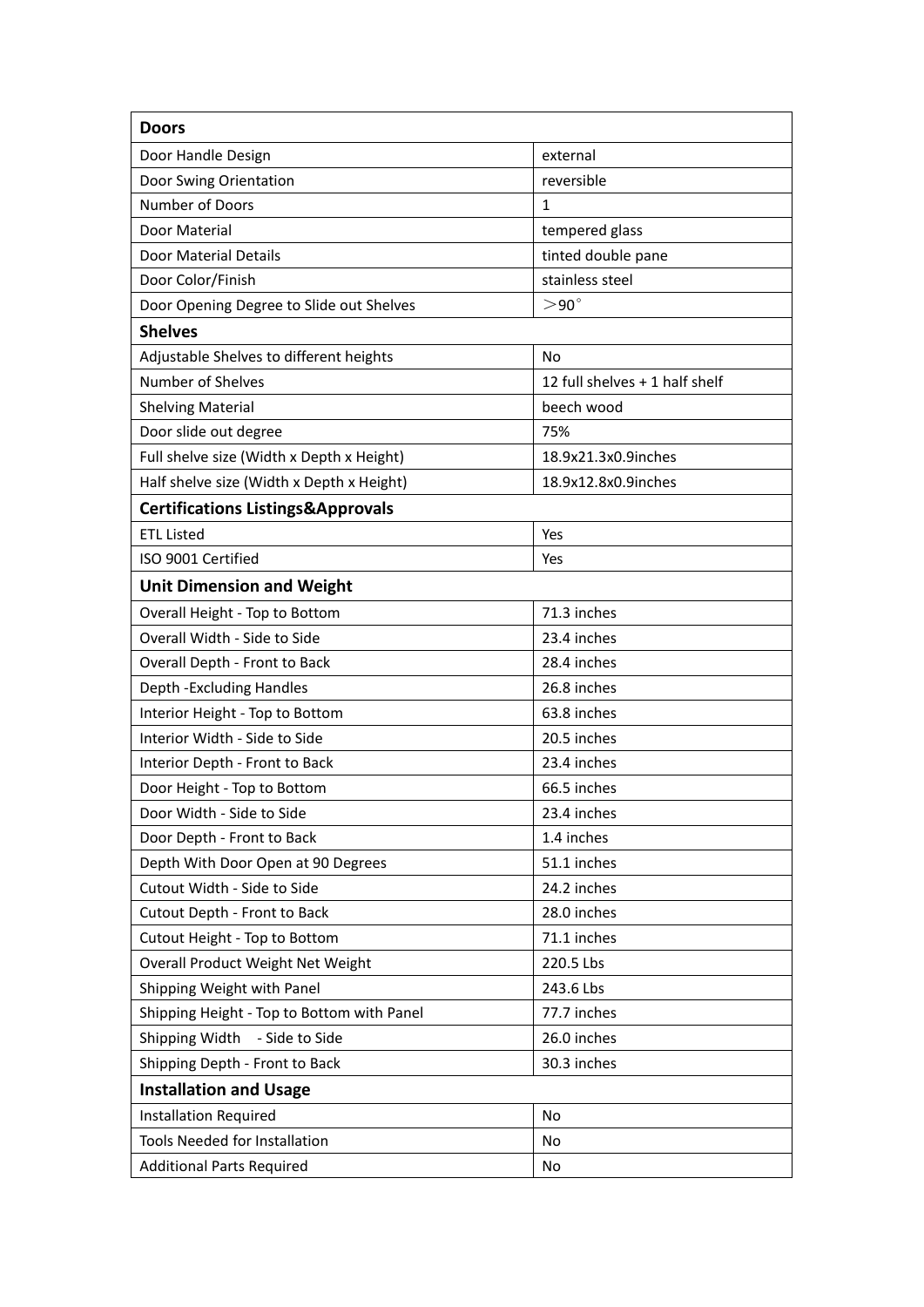| Doors | |
|---|---|
| Door Handle Design | external |
| Door Swing Orientation | reversible |
| Number of Doors | 1 |
| Door Material | tempered glass |
| Door Material Details | tinted double pane |
| Door Color/Finish | stainless steel |
| Door Opening Degree to Slide out Shelves | ＞90° |
| **Shelves** | |
| Adjustable Shelves to different heights | No |
| Number of Shelves | 12 full shelves + 1 half shelf |
| Shelving Material | beech wood |
| Door slide out degree | 75% |
| Full shelve size (Width x Depth x Height) | 18.9x21.3x0.9inches |
| Half shelve size (Width x Depth x Height) | 18.9x12.8x0.9inches |
| **Certifications Listings&Approvals** | |
| ETL Listed | Yes |
| ISO 9001 Certified | Yes |
| **Unit Dimension and Weight** | |
| Overall Height - Top to Bottom | 71.3 inches |
| Overall Width - Side to Side | 23.4 inches |
| Overall Depth - Front to Back | 28.4 inches |
| Depth -Excluding Handles | 26.8 inches |
| Interior Height - Top to Bottom | 63.8 inches |
| Interior Width - Side to Side | 20.5 inches |
| Interior Depth - Front to Back | 23.4 inches |
| Door Height - Top to Bottom | 66.5 inches |
| Door Width - Side to Side | 23.4 inches |
| Door Depth - Front to Back | 1.4 inches |
| Depth With Door Open at 90 Degrees | 51.1 inches |
| Cutout Width - Side to Side | 24.2 inches |
| Cutout Depth - Front to Back | 28.0 inches |
| Cutout Height - Top to Bottom | 71.1 inches |
| Overall Product Weight Net Weight | 220.5 Lbs |
| Shipping Weight with Panel | 243.6 Lbs |
| Shipping Height - Top to Bottom with Panel | 77.7 inches |
| Shipping Width - Side to Side | 26.0 inches |
| Shipping Depth - Front to Back | 30.3 inches |
| **Installation and Usage** | |
| Installation Required | No |
| Tools Needed for Installation | No |
| Additional Parts Required | No |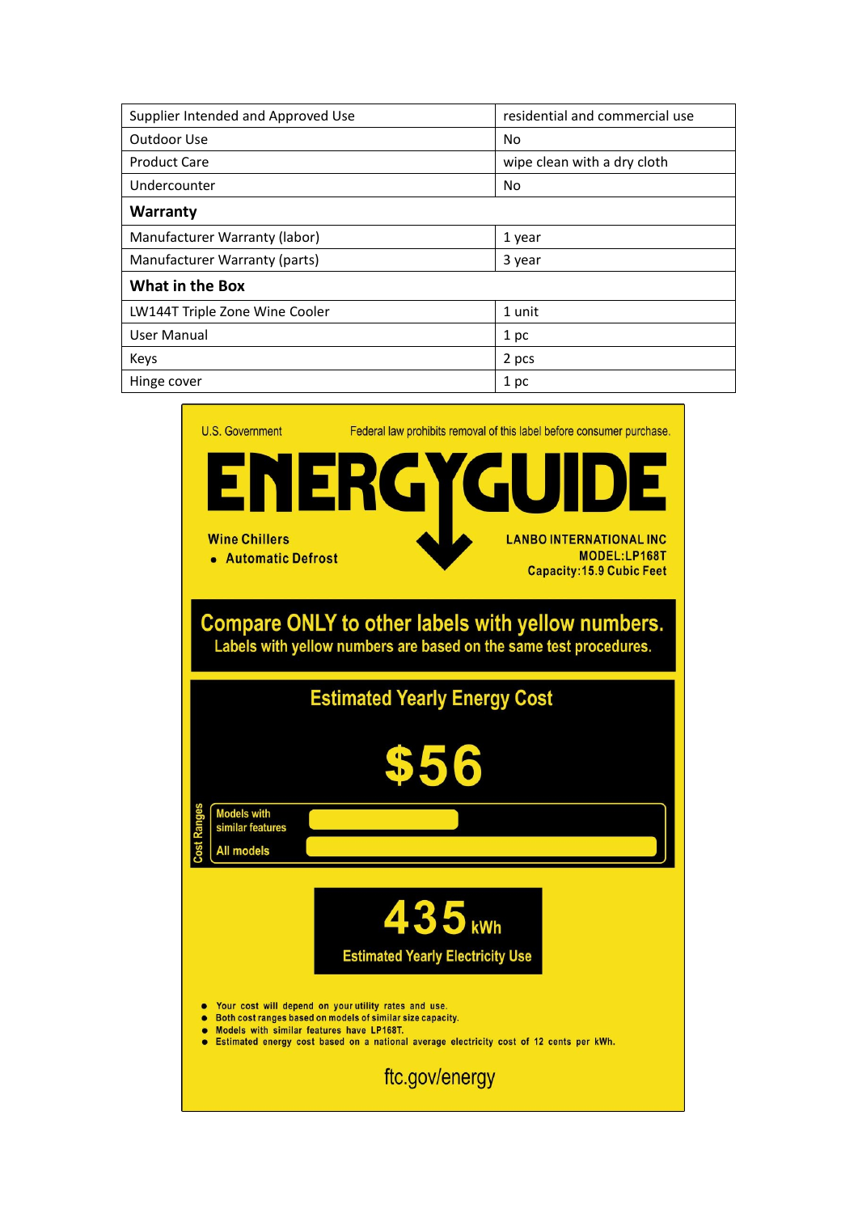| | |
|---|---|
| Supplier Intended and Approved Use | residential and commercial use |
| Outdoor Use | No |
| Product Care | wipe clean with a dry cloth |
| Undercounter | No |
| **Warranty** | |
| Manufacturer Warranty (labor) | 1 year |
| Manufacturer Warranty (parts) | 3 year |
| **What in the Box** | |
| LW144T Triple Zone Wine Cooler | 1 unit |
| User Manual | 1 pc |
| Keys | 2 pcs |
| Hinge cover | 1 pc |

U.S. Government

Federal law prohibits removal of this label before consumer purchase.

# ENERGYGUIDE

**Wine Chillers**

- **Automatic Defrost**

**LANBO INTERNATIONAL INC**
**MODEL:LP168T**
**Capacity:15.9 Cubic Feet**

**Compare ONLY to other labels with yellow numbers.**
**Labels with yellow numbers are based on the same test procedures.**

**Estimated Yearly Energy Cost**

# $56

Cost Ranges

Models with similar features

All models

# 435 kWh

**Estimated Yearly Electricity Use**

- Your cost will depend on your utility rates and use.
- Both cost ranges based on models of similar size capacity.
- Models with similar features have LP168T.
- Estimated energy cost based on a national average electricity cost of 12 cents per kWh.

ftc.gov/energy